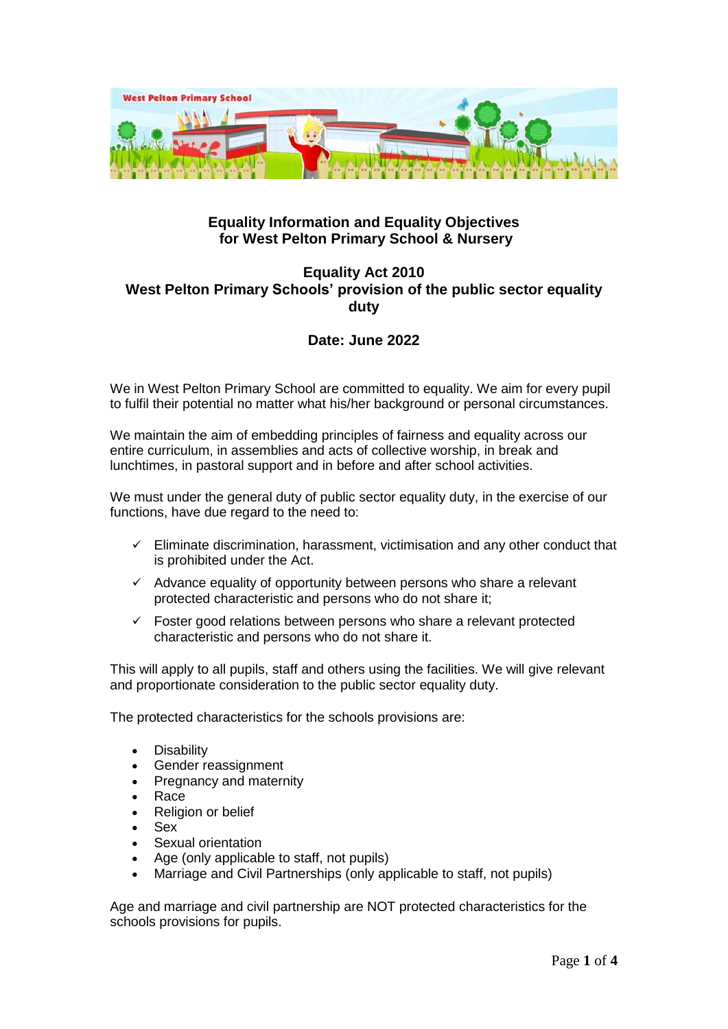## Equality Information and Equality Objectives for West Pelton Primary School & Nursery

## Equality Act 2010
## West Pelton Primary Schools' provision of the public sector equality duty

**Date: June 2022**

We in West Pelton Primary School are committed to equality. We aim for every pupil to fulfil their potential no matter what his/her background or personal circumstances.

We maintain the aim of embedding principles of fairness and equality across our entire curriculum, in assemblies and acts of collective worship, in break and lunchtimes, in pastoral support and in before and after school activities.

We must under the general duty of public sector equality duty, in the exercise of our functions, have due regard to the need to:

- ✓ Eliminate discrimination, harassment, victimisation and any other conduct that is prohibited under the Act.
- ✓ Advance equality of opportunity between persons who share a relevant protected characteristic and persons who do not share it;
- ✓ Foster good relations between persons who share a relevant protected characteristic and persons who do not share it.

This will apply to all pupils, staff and others using the facilities. We will give relevant and proportionate consideration to the public sector equality duty.

The protected characteristics for the schools provisions are:

- Disability
- Gender reassignment
- Pregnancy and maternity
- Race
- Religion or belief
- Sex
- Sexual orientation
- Age (only applicable to staff, not pupils)
- Marriage and Civil Partnerships (only applicable to staff, not pupils)

Age and marriage and civil partnership are NOT protected characteristics for the schools provisions for pupils.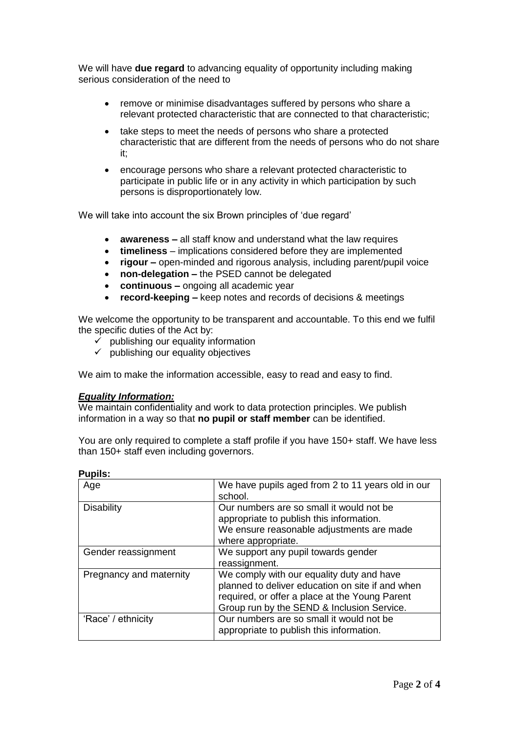We will have **due regard** to advancing equality of opportunity including making serious consideration of the need to

- remove or minimise disadvantages suffered by persons who share a relevant protected characteristic that are connected to that characteristic;
- take steps to meet the needs of persons who share a protected characteristic that are different from the needs of persons who do not share it;
- encourage persons who share a relevant protected characteristic to participate in public life or in any activity in which participation by such persons is disproportionately low.

We will take into account the six Brown principles of 'due regard'

- **awareness –** all staff know and understand what the law requires
- **timeliness** – implications considered before they are implemented
- **rigour –** open-minded and rigorous analysis, including parent/pupil voice
- **non-delegation –** the PSED cannot be delegated
- **continuous –** ongoing all academic year
- **record-keeping –** keep notes and records of decisions & meetings

We welcome the opportunity to be transparent and accountable. To this end we fulfil the specific duties of the Act by:

- ✓ publishing our equality information
- ✓ publishing our equality objectives

We aim to make the information accessible, easy to read and easy to find.

***Equality Information:***

We maintain confidentiality and work to data protection principles. We publish information in a way so that **no pupil or staff member** can be identified.

You are only required to complete a staff profile if you have 150+ staff. We have less than 150+ staff even including governors.

**Pupils:**

| Age | We have pupils aged from 2 to 11 years old in our school. |
|---|---|
| Disability | Our numbers are so small it would not be appropriate to publish this information. We ensure reasonable adjustments are made where appropriate. |
| Gender reassignment | We support any pupil towards gender reassignment. |
| Pregnancy and maternity | We comply with our equality duty and have planned to deliver education on site if and when required, or offer a place at the Young Parent Group run by the SEND & Inclusion Service. |
| 'Race' / ethnicity | Our numbers are so small it would not be appropriate to publish this information. |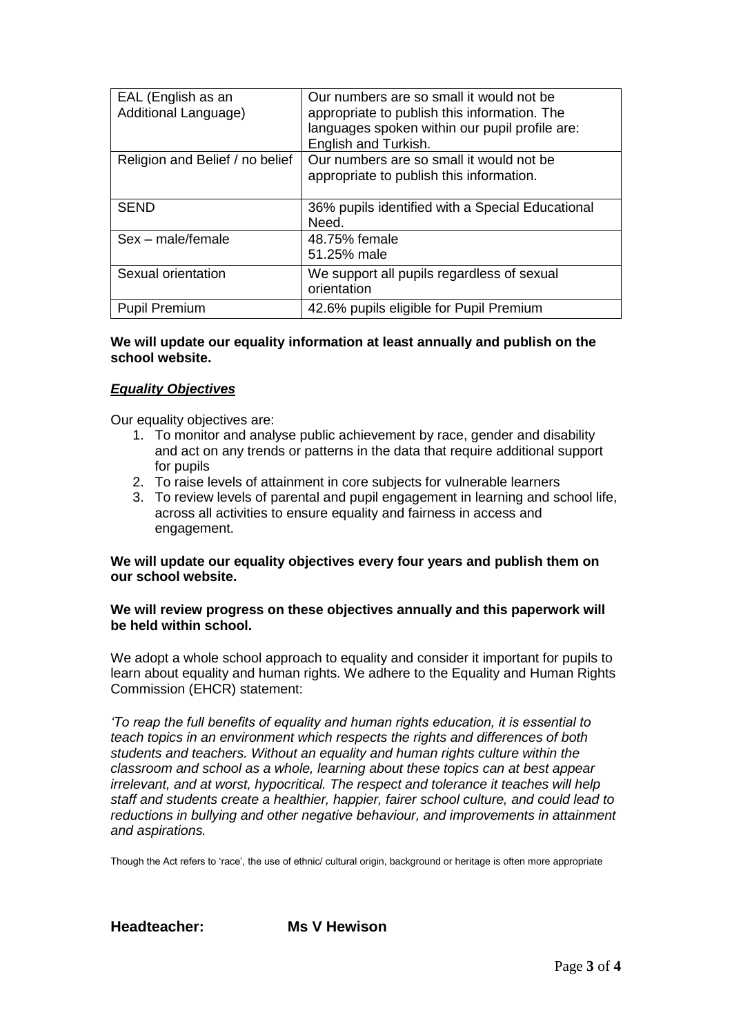| EAL (English as an Additional Language) | Our numbers are so small it would not be appropriate to publish this information. The languages spoken within our pupil profile are: English and Turkish. |
|---|---|
| Religion and Belief / no belief | Our numbers are so small it would not be appropriate to publish this information. |
| SEND | 36% pupils identified with a Special Educational Need. |
| Sex – male/female | 48.75% female<br>51.25% male |
| Sexual orientation | We support all pupils regardless of sexual orientation |
| Pupil Premium | 42.6% pupils eligible for Pupil Premium |

**We will update our equality information at least annually and publish on the school website.**

***Equality Objectives***

Our equality objectives are:

1. To monitor and analyse public achievement by race, gender and disability and act on any trends or patterns in the data that require additional support for pupils
2. To raise levels of attainment in core subjects for vulnerable learners
3. To review levels of parental and pupil engagement in learning and school life, across all activities to ensure equality and fairness in access and engagement.

**We will update our equality objectives every four years and publish them on our school website.**

**We will review progress on these objectives annually and this paperwork will be held within school.**

We adopt a whole school approach to equality and consider it important for pupils to learn about equality and human rights. We adhere to the Equality and Human Rights Commission (EHCR) statement:

*'To reap the full benefits of equality and human rights education, it is essential to teach topics in an environment which respects the rights and differences of both students and teachers. Without an equality and human rights culture within the classroom and school as a whole, learning about these topics can at best appear irrelevant, and at worst, hypocritical. The respect and tolerance it teaches will help staff and students create a healthier, happier, fairer school culture, and could lead to reductions in bullying and other negative behaviour, and improvements in attainment and aspirations.*

Though the Act refers to 'race', the use of ethnic/ cultural origin, background or heritage is often more appropriate

**Headteacher:** **Ms V Hewison**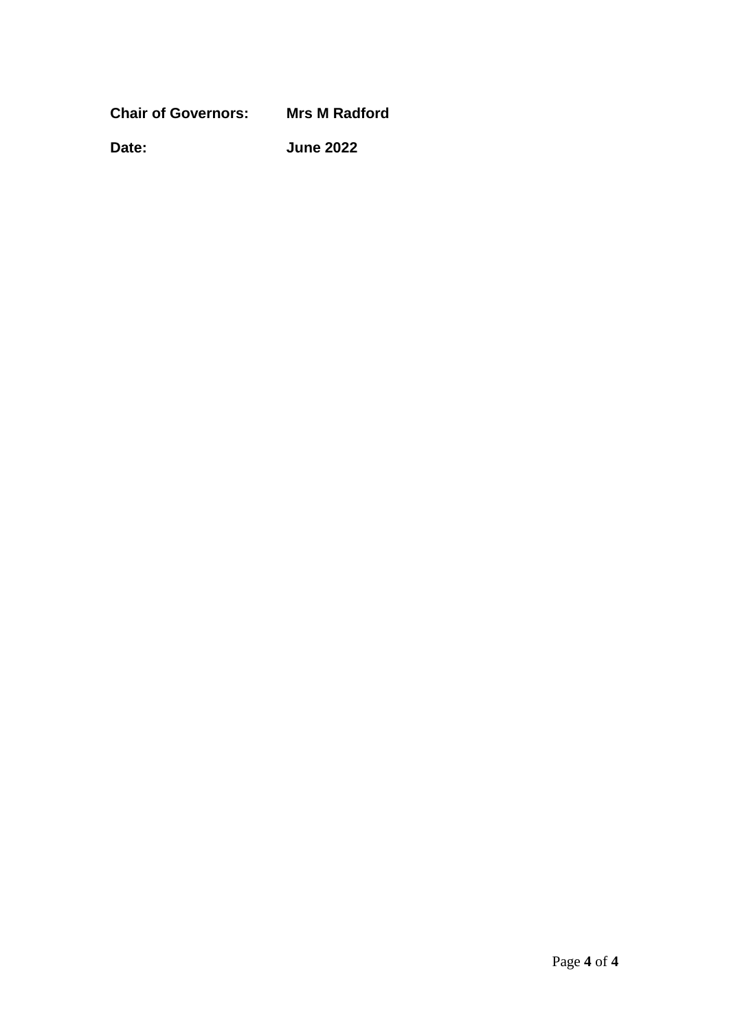**Chair of Governors:** **Mrs M Radford**

**Date:** **June 2022**